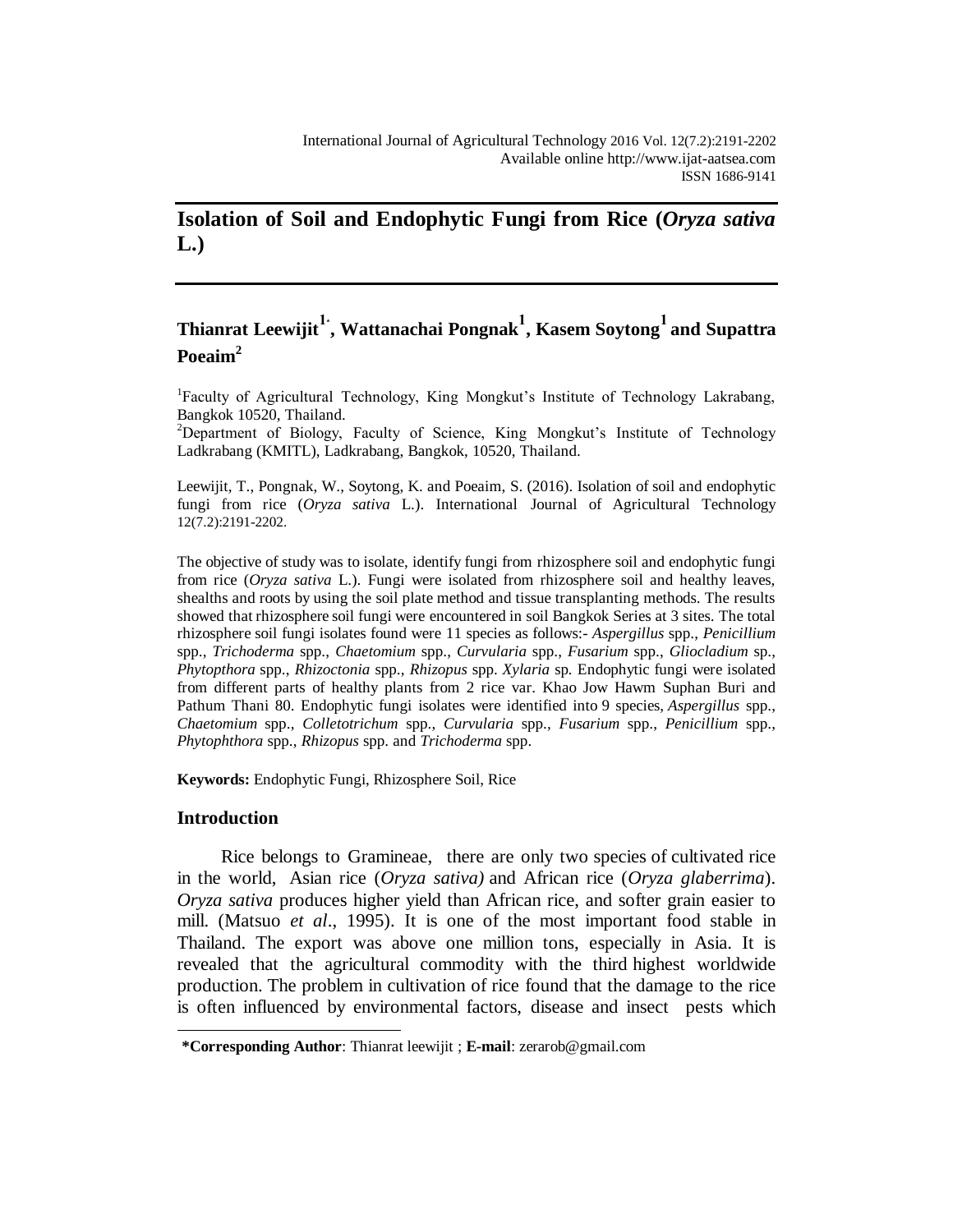# Isolation of Soil and Endophytic Fungi from Rice (*Oryza sativa* L.)

**Thianrat Leewijit[1*], Wattanachai Pongnak[1], Kasem Soytong[1] and Supattra Poeaim[2]**

[1]Faculty of Agricultural Technology, King Mongkut's Institute of Technology Lakrabang, Bangkok 10520, Thailand.
[2]Department of Biology, Faculty of Science, King Mongkut's Institute of Technology Ladkrabang (KMITL), Ladkrabang, Bangkok, 10520, Thailand.

Leewijit, T., Pongnak, W., Soytong, K. and Poeaim, S. (2016). Isolation of soil and endophytic fungi from rice (*Oryza sativa* L.). International Journal of Agricultural Technology 12(7.2):2191-2202.

The objective of study was to isolate, identify fungi from rhizosphere soil and endophytic fungi from rice (*Oryza sativa* L.). Fungi were isolated from rhizosphere soil and healthy leaves, shealths and roots by using the soil plate method and tissue transplanting methods. The results showed that rhizosphere soil fungi were encountered in soil Bangkok Series at 3 sites. The total rhizosphere soil fungi isolates found were 11 species as follows:- *Aspergillus* spp., *Penicillium* spp., *Trichoderma* spp., *Chaetomium* spp., *Curvularia* spp., *Fusarium* spp., *Gliocladium* sp., *Phytopthora* spp., *Rhizoctonia* spp., *Rhizopus* spp. *Xylaria* sp. Endophytic fungi were isolated from different parts of healthy plants from 2 rice var. Khao Jow Hawm Suphan Buri and Pathum Thani 80. Endophytic fungi isolates were identified into 9 species, *Aspergillus* spp., *Chaetomium* spp., *Colletotrichum* spp., *Curvularia* spp., *Fusarium* spp., *Penicillium* spp., *Phytophthora* spp., *Rhizopus* spp. and *Trichoderma* spp.

**Keywords:** Endophytic Fungi, Rhizosphere Soil, Rice

## Introduction

Rice belongs to Gramineae, there are only two species of cultivated rice in the world, Asian rice (*Oryza sativa)* and African rice (*Oryza glaberrima*). *Oryza sativa* produces higher yield than African rice, and softer grain easier to mill. (Matsuo *et al*., 1995). It is one of the most important food stable in Thailand. The export was above one million tons, especially in Asia. It is revealed that the agricultural commodity with the third highest worldwide production. The problem in cultivation of rice found that the damage to the rice is often influenced by environmental factors, disease and insect pests which

**\*Corresponding Author**: Thianrat leewijit ; **E-mail**: zerarob@gmail.com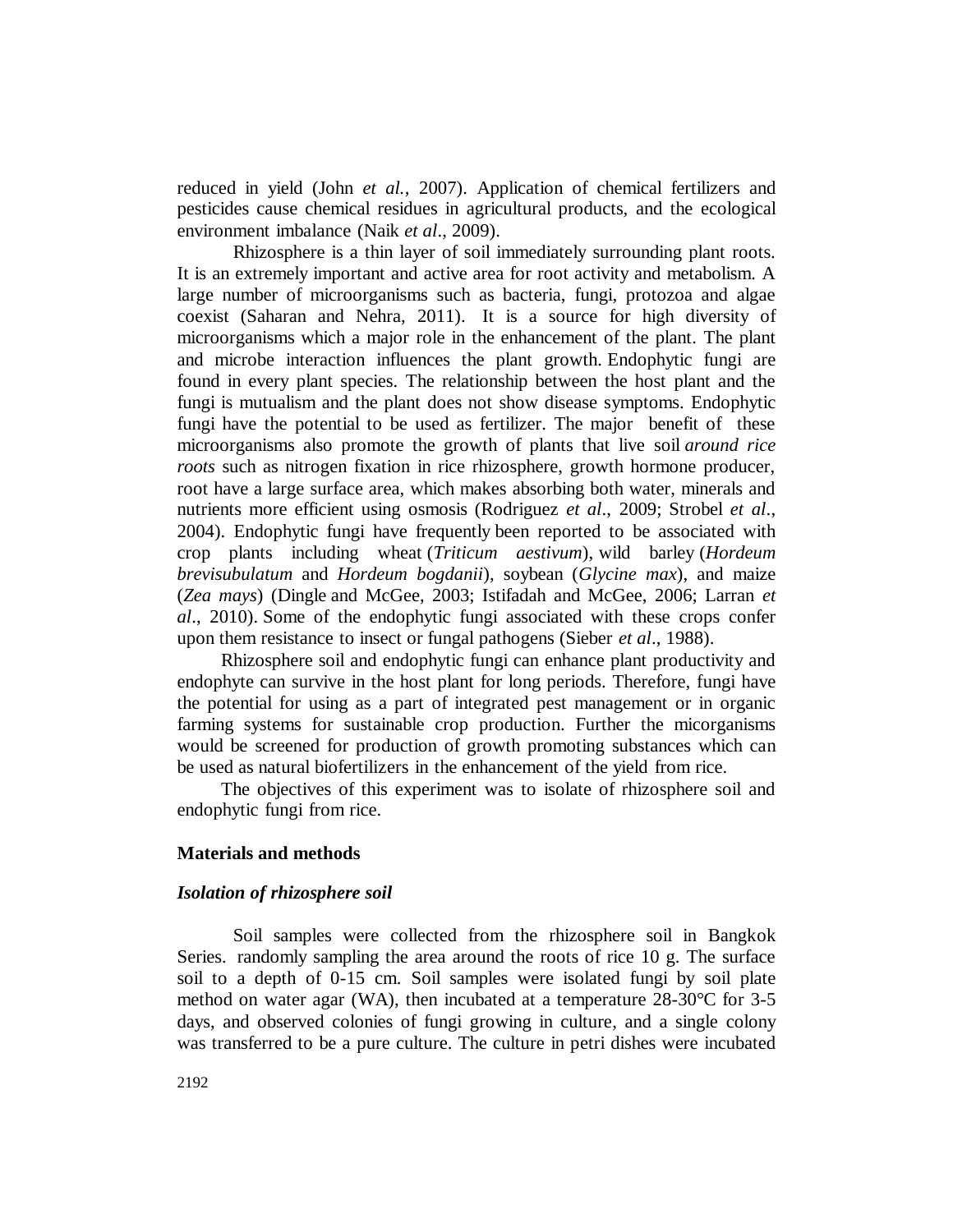reduced in yield (John *et al.*, 2007). Application of chemical fertilizers and pesticides cause chemical residues in agricultural products, and the ecological environment imbalance (Naik *et al*., 2009).

Rhizosphere is a thin layer of soil immediately surrounding plant roots. It is an extremely important and active area for root activity and metabolism. A large number of microorganisms such as bacteria, fungi, protozoa and algae coexist (Saharan and Nehra, 2011). It is a source for high diversity of microorganisms which a major role in the enhancement of the plant. The plant and microbe interaction influences the plant growth. Endophytic fungi are found in every plant species. The relationship between the host plant and the fungi is mutualism and the plant does not show disease symptoms. Endophytic fungi have the potential to be used as fertilizer. The major benefit of these microorganisms also promote the growth of plants that live soil *around rice roots* such as nitrogen fixation in rice rhizosphere, growth hormone producer, root have a large surface area, which makes absorbing both water, minerals and nutrients more efficient using osmosis (Rodriguez *et al*., 2009; Strobel *et al*., 2004). Endophytic fungi have frequently been reported to be associated with crop plants including wheat (*Triticum aestivum*), wild barley (*Hordeum brevisubulatum* and *Hordeum bogdanii*), soybean (*Glycine max*), and maize (*Zea mays*) (Dingle and McGee, 2003; Istifadah and McGee, 2006; Larran *et al*., 2010). Some of the endophytic fungi associated with these crops confer upon them resistance to insect or fungal pathogens (Sieber *et al*., 1988).

Rhizosphere soil and endophytic fungi can enhance plant productivity and endophyte can survive in the host plant for long periods. Therefore, fungi have the potential for using as a part of integrated pest management or in organic farming systems for sustainable crop production. Further the micorganisms would be screened for production of growth promoting substances which can be used as natural biofertilizers in the enhancement of the yield from rice.

The objectives of this experiment was to isolate of rhizosphere soil and endophytic fungi from rice.

## Materials and methods

### *Isolation of rhizosphere soil*

Soil samples were collected from the rhizosphere soil in Bangkok Series. randomly sampling the area around the roots of rice 10 g. The surface soil to a depth of 0-15 cm. Soil samples were isolated fungi by soil plate method on water agar (WA), then incubated at a temperature 28-30°C for 3-5 days, and observed colonies of fungi growing in culture, and a single colony was transferred to be a pure culture. The culture in petri dishes were incubated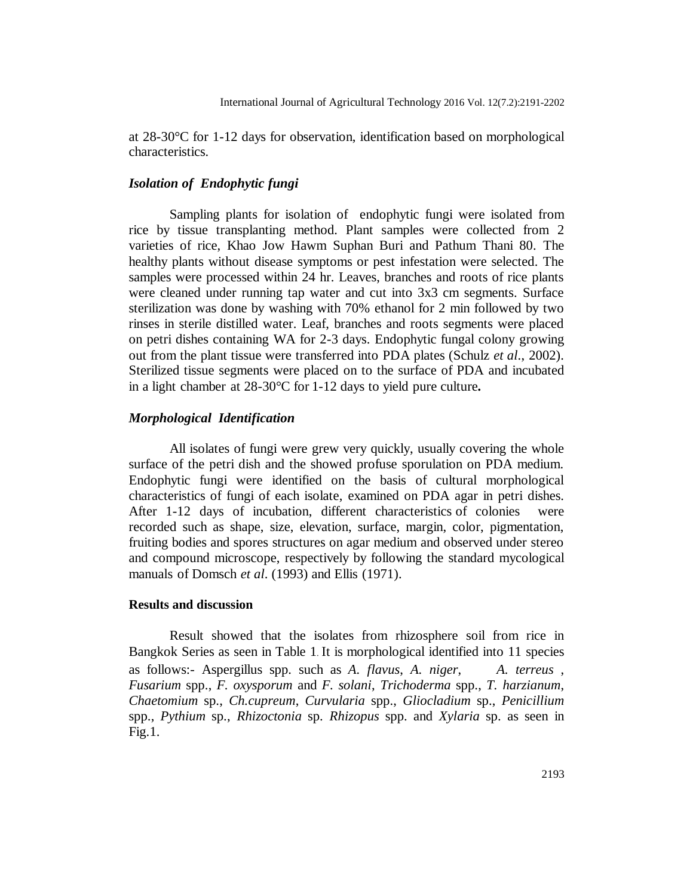at 28-30°C for 1-12 days for observation, identification based on morphological characteristics.

### *Isolation of Endophytic fungi*

Sampling plants for isolation of endophytic fungi were isolated from rice by tissue transplanting method. Plant samples were collected from 2 varieties of rice, Khao Jow Hawm Suphan Buri and Pathum Thani 80. The healthy plants without disease symptoms or pest infestation were selected. The samples were processed within 24 hr. Leaves, branches and roots of rice plants were cleaned under running tap water and cut into 3x3 cm segments. Surface sterilization was done by washing with 70% ethanol for 2 min followed by two rinses in sterile distilled water. Leaf, branches and roots segments were placed on petri dishes containing WA for 2-3 days. Endophytic fungal colony growing out from the plant tissue were transferred into PDA plates (Schulz *et al*., 2002). Sterilized tissue segments were placed on to the surface of PDA and incubated in a light chamber at 28-30°C for 1-12 days to yield pure culture**.**

### *Morphological Identification*

All isolates of fungi were grew very quickly, usually covering the whole surface of the petri dish and the showed profuse sporulation on PDA medium. Endophytic fungi were identified on the basis of cultural morphological characteristics of fungi of each isolate, examined on PDA agar in petri dishes. After 1-12 days of incubation, different characteristics of colonies were recorded such as shape, size, elevation, surface, margin, color, pigmentation, fruiting bodies and spores structures on agar medium and observed under stereo and compound microscope, respectively by following the standard mycological manuals of Domsch *et al*. (1993) and Ellis (1971).

## Results and discussion

Result showed that the isolates from rhizosphere soil from rice in Bangkok Series as seen in Table 1. It is morphological identified into 11 species as follows:- Aspergillus spp. such as *A. flavus*, *A. niger*, *A. terreus* , *Fusarium* spp., *F. oxysporum* and *F. solani*, *Trichoderma* spp., *T. harzianum*, *Chaetomium* sp., *Ch.cupreum*, *Curvularia* spp., *Gliocladium* sp., *Penicillium* spp., *Pythium* sp., *Rhizoctonia* sp. *Rhizopus* spp. and *Xylaria* sp. as seen in Fig.1.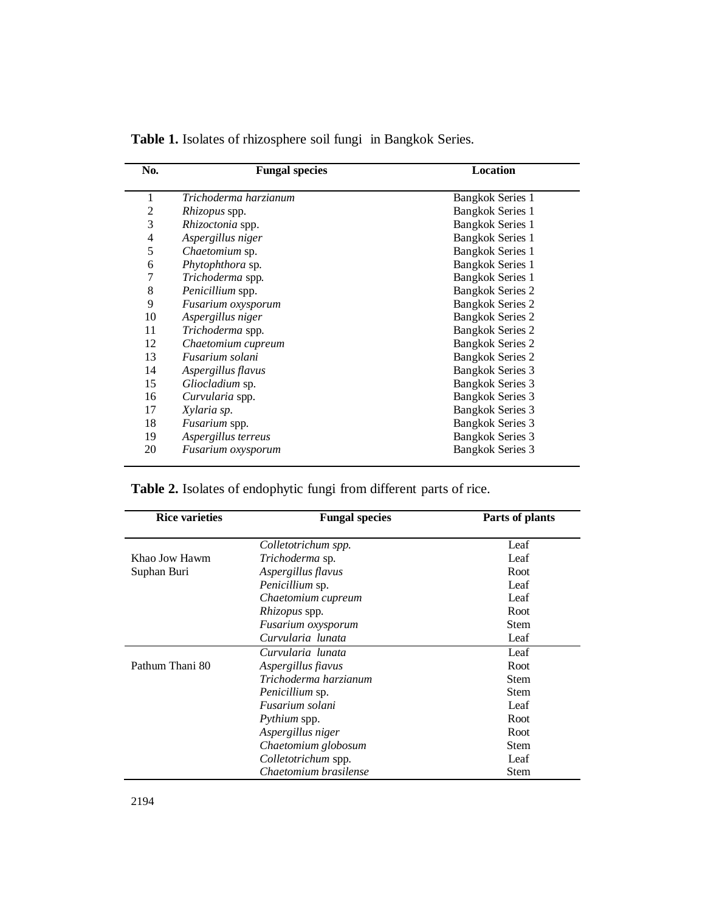**Table 1.** Isolates of rhizosphere soil fungi in Bangkok Series.

| No. | Fungal species | Location |
|---|---|---|
| 1 | *Trichoderma harzianum* | Bangkok Series 1 |
| 2 | *Rhizopus* spp. | Bangkok Series 1 |
| 3 | *Rhizoctonia* spp. | Bangkok Series 1 |
| 4 | *Aspergillus niger* | Bangkok Series 1 |
| 5 | *Chaetomium* sp. | Bangkok Series 1 |
| 6 | *Phytophthora* sp. | Bangkok Series 1 |
| 7 | *Trichoderma* spp. | Bangkok Series 1 |
| 8 | *Penicillium* spp. | Bangkok Series 2 |
| 9 | *Fusarium oxysporum* | Bangkok Series 2 |
| 10 | *Aspergillus niger* | Bangkok Series 2 |
| 11 | *Trichoderma* spp. | Bangkok Series 2 |
| 12 | *Chaetomium cupreum* | Bangkok Series 2 |
| 13 | *Fusarium solani* | Bangkok Series 2 |
| 14 | *Aspergillus flavus* | Bangkok Series 3 |
| 15 | *Gliocladium* sp. | Bangkok Series 3 |
| 16 | *Curvularia* spp. | Bangkok Series 3 |
| 17 | *Xylaria sp.* | Bangkok Series 3 |
| 18 | *Fusarium* spp. | Bangkok Series 3 |
| 19 | *Aspergillus terreus* | Bangkok Series 3 |
| 20 | *Fusarium oxysporum* | Bangkok Series 3 |

**Table 2.** Isolates of endophytic fungi from different parts of rice.

| Rice varieties | Fungal species | Parts of plants |
|---|---|---|
| | *Colletotrichum spp.* | Leaf |
| Khao Jow Hawm | *Trichoderma* sp. | Leaf |
| Suphan Buri | *Aspergillus flavus* | Root |
| | *Penicillium* sp. | Leaf |
| | *Chaetomium cupreum* | Leaf |
| | *Rhizopus* spp. | Root |
| | *Fusarium oxysporum* | Stem |
| | *Curvularia lunata* | Leaf |
| | *Curvularia lunata* | Leaf |
| Pathum Thani 80 | *Aspergillus fiavus* | Root |
| | *Trichoderma harzianum* | Stem |
| | *Penicillium* sp. | Stem |
| | *Fusarium solani* | Leaf |
| | *Pythium* spp. | Root |
| | *Aspergillus niger* | Root |
| | *Chaetomium globosum* | Stem |
| | *Colletotrichum* spp. | Leaf |
| | *Chaetomium brasilense* | Stem |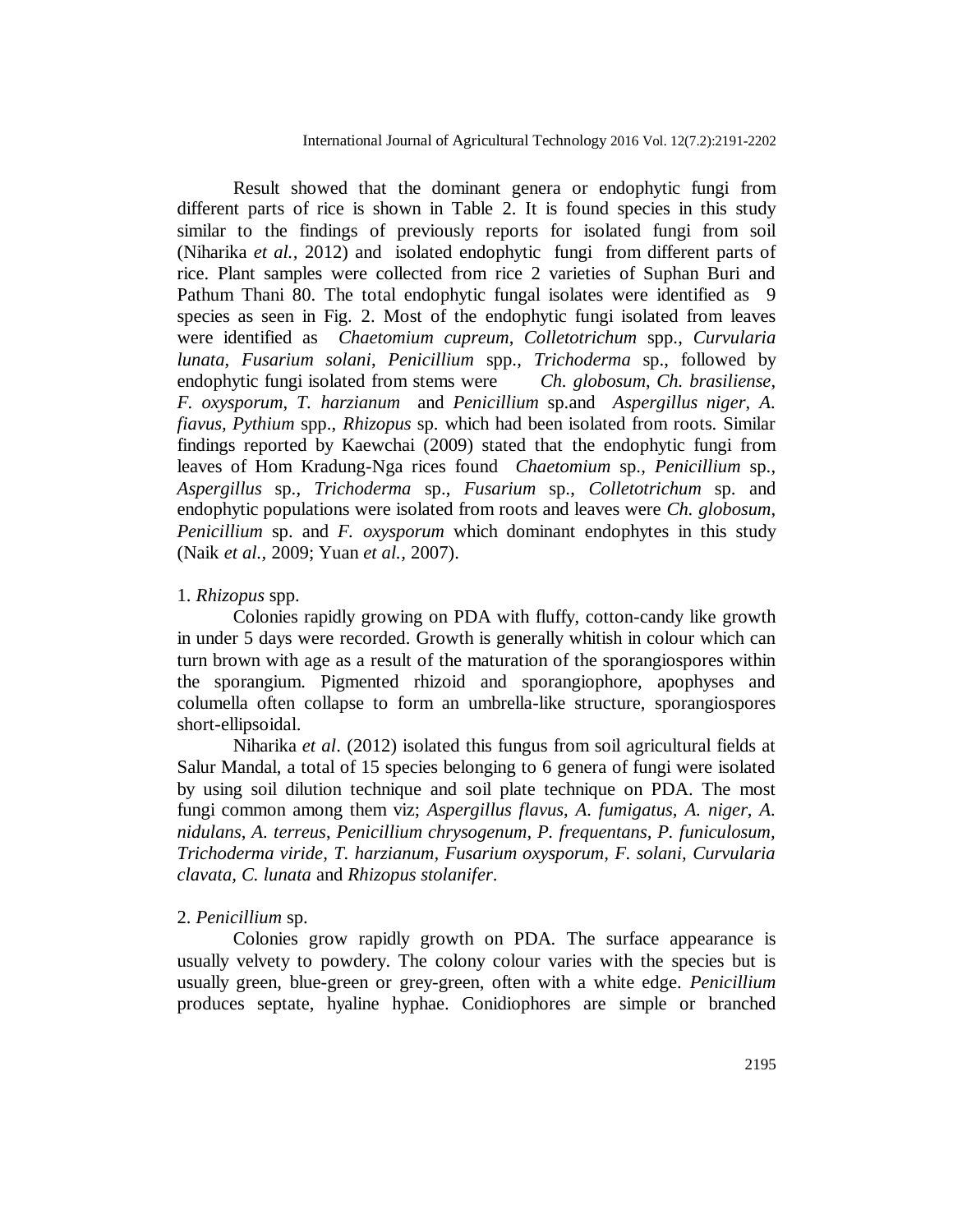Result showed that the dominant genera or endophytic fungi from different parts of rice is shown in Table 2. It is found species in this study similar to the findings of previously reports for isolated fungi from soil (Niharika *et al.*, 2012) and isolated endophytic fungi from different parts of rice. Plant samples were collected from rice 2 varieties of Suphan Buri and Pathum Thani 80. The total endophytic fungal isolates were identified as 9 species as seen in Fig. 2. Most of the endophytic fungi isolated from leaves were identified as *Chaetomium cupreum*, *Colletotrichum* spp., *Curvularia lunata*, *Fusarium solani*, *Penicillium* spp., *Trichoderma* sp., followed by endophytic fungi isolated from stems were *Ch. globosum*, *Ch. brasiliense*, *F. oxysporum*, *T. harzianum* and *Penicillium* sp.and *Aspergillus niger*, *A. fiavus, Pythium* spp., *Rhizopus* sp. which had been isolated from roots. Similar findings reported by Kaewchai (2009) stated that the endophytic fungi from leaves of Hom Kradung-Nga rices found *Chaetomium* sp., *Penicillium* sp., *Aspergillus* sp., *Trichoderma* sp., *Fusarium* sp., *Colletotrichum* sp. and endophytic populations were isolated from roots and leaves were *Ch. globosum*, *Penicillium* sp. and *F. oxysporum* which dominant endophytes in this study (Naik *et al.*, 2009; Yuan *et al.*, 2007).

1. *Rhizopus* spp.

Colonies rapidly growing on PDA with fluffy, cotton-candy like growth in under 5 days were recorded. Growth is generally whitish in colour which can turn brown with age as a result of the maturation of the sporangiospores within the sporangium. Pigmented rhizoid and sporangiophore, apophyses and columella often collapse to form an umbrella-like structure, sporangiospores short-ellipsoidal.

Niharika *et al*. (2012) isolated this fungus from soil agricultural fields at Salur Mandal, a total of 15 species belonging to 6 genera of fungi were isolated by using soil dilution technique and soil plate technique on PDA. The most fungi common among them viz; *Aspergillus flavus*, *A. fumigatus*, *A. niger*, *A. nidulans*, *A. terreus*, *Penicillium chrysogenum, P. frequentans, P. funiculosum, Trichoderma viride*, *T. harzianum, Fusarium oxysporum, F. solani, Curvularia clavata, C. lunata* and *Rhizopus stolanifer*.

2. *Penicillium* sp.

Colonies grow rapidly growth on PDA. The surface appearance is usually velvety to powdery. The colony colour varies with the species but is usually green, blue-green or grey-green, often with a white edge. *Penicillium* produces septate, hyaline hyphae. Conidiophores are simple or branched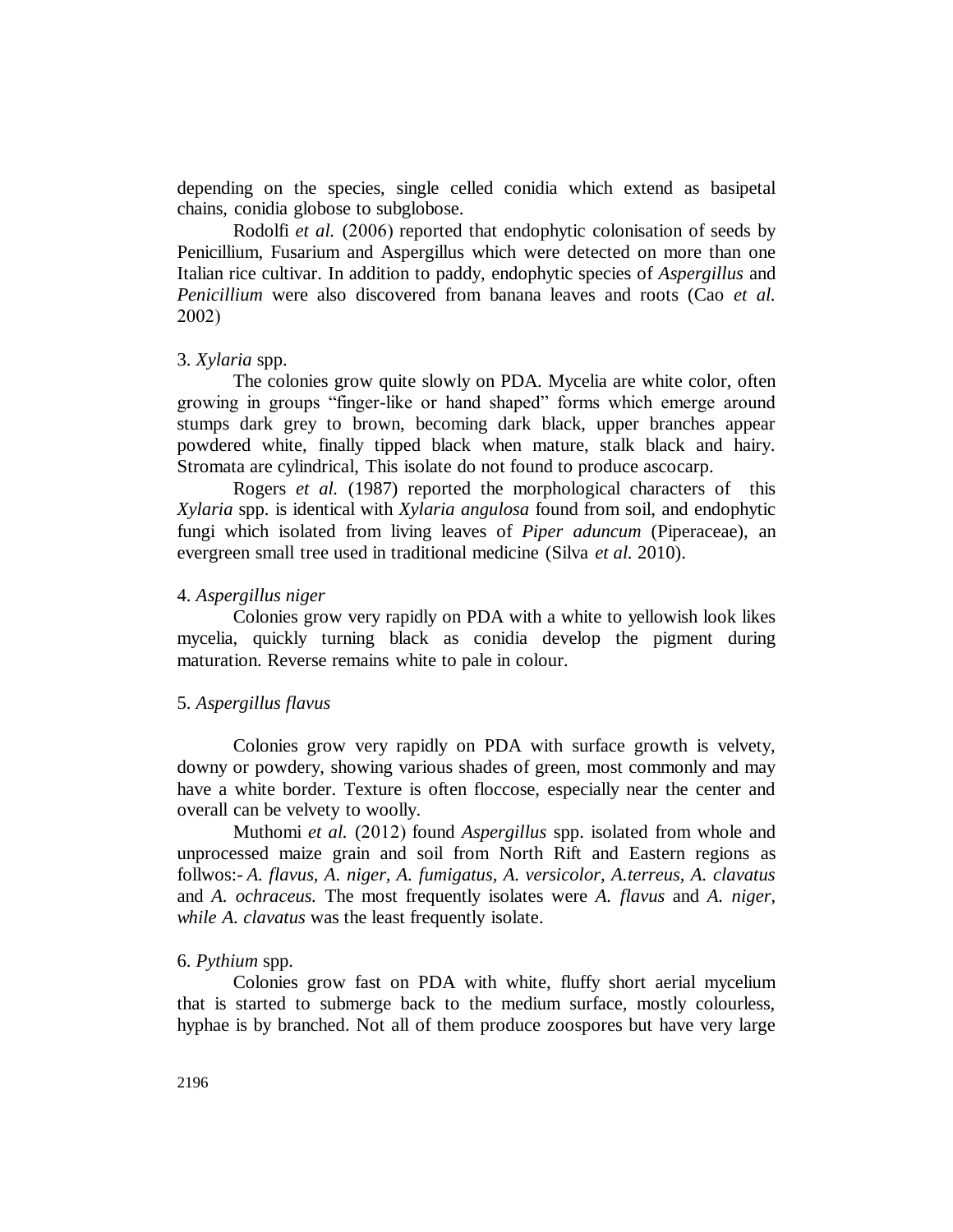depending on the species, single celled conidia which extend as basipetal chains, conidia globose to subglobose.

Rodolfi *et al.* (2006) reported that endophytic colonisation of seeds by Penicillium, Fusarium and Aspergillus which were detected on more than one Italian rice cultivar. In addition to paddy, endophytic species of *Aspergillus* and *Penicillium* were also discovered from banana leaves and roots (Cao *et al.* 2002)

3. *Xylaria* spp.

The colonies grow quite slowly on PDA. Mycelia are white color, often growing in groups "finger-like or hand shaped" forms which emerge around stumps dark grey to brown, becoming dark black, upper branches appear powdered white, finally tipped black when mature, stalk black and hairy. Stromata are cylindrical, This isolate do not found to produce ascocarp.

Rogers *et al.* (1987) reported the morphological characters of this *Xylaria* spp. is identical with *Xylaria angulosa* found from soil, and endophytic fungi which isolated from living leaves of *Piper aduncum* (Piperaceae), an evergreen small tree used in traditional medicine (Silva *et al.* 2010).

4. *Aspergillus niger*

Colonies grow very rapidly on PDA with a white to yellowish look likes mycelia, quickly turning black as conidia develop the pigment during maturation. Reverse remains white to pale in colour.

5. *Aspergillus flavus*

Colonies grow very rapidly on PDA with surface growth is velvety, downy or powdery, showing various shades of green, most commonly and may have a white border. Texture is often floccose, especially near the center and overall can be velvety to woolly.

Muthomi *et al.* (2012) found *Aspergillus* spp. isolated from whole and unprocessed maize grain and soil from North Rift and Eastern regions as follwos:- *A. flavus, A. niger, A. fumigatus, A. versicolor, A.terreus, A. clavatus* and *A. ochraceus.* The most frequently isolates were *A. flavus* and *A. niger, while A. clavatus* was the least frequently isolate.

6. *Pythium* spp.

Colonies grow fast on PDA with white, fluffy short aerial mycelium that is started to submerge back to the medium surface, mostly colourless, hyphae is by branched. Not all of them produce zoospores but have very large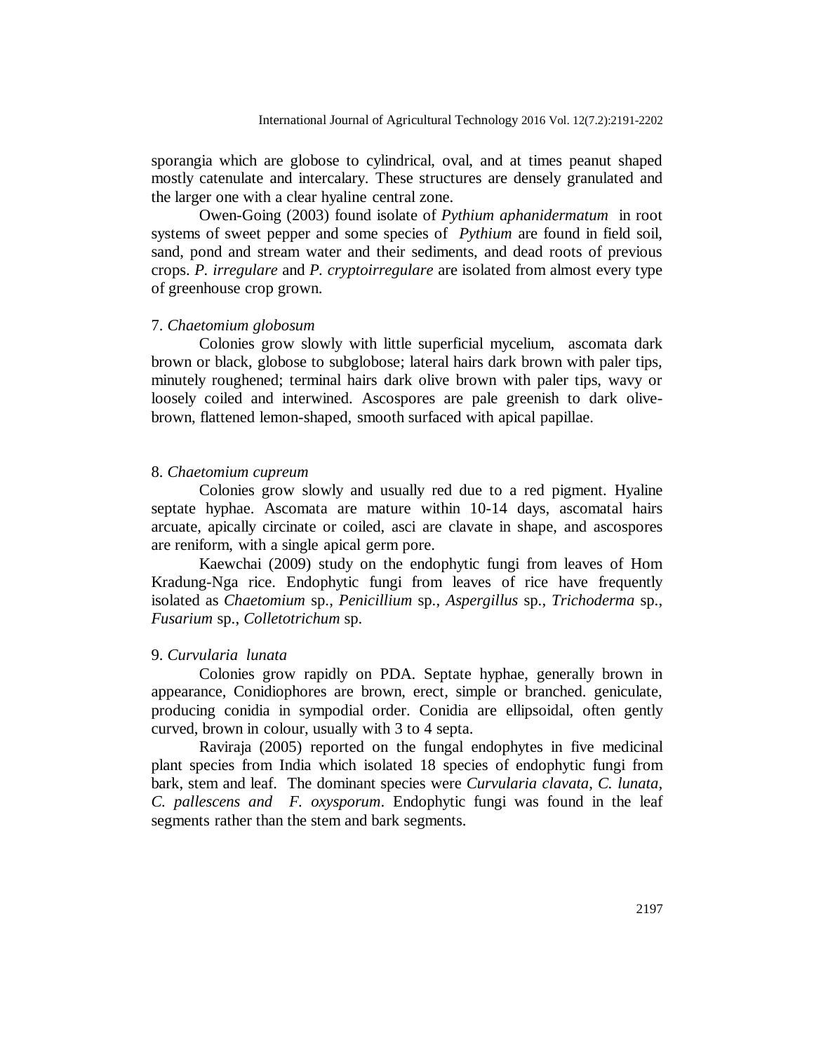sporangia which are globose to cylindrical, oval, and at times peanut shaped mostly catenulate and intercalary. These structures are densely granulated and the larger one with a clear hyaline central zone.

Owen-Going (2003) found isolate of *Pythium aphanidermatum* in root systems of sweet pepper and some species of *Pythium* are found in field soil, sand, pond and stream water and their sediments, and dead roots of previous crops. *P. irregulare* and *P. cryptoirregulare* are isolated from almost every type of greenhouse crop grown.

7. *Chaetomium globosum*

Colonies grow slowly with little superficial mycelium, ascomata dark brown or black, globose to subglobose; lateral hairs dark brown with paler tips, minutely roughened; terminal hairs dark olive brown with paler tips, wavy or loosely coiled and interwined. Ascospores are pale greenish to dark olive-brown, flattened lemon-shaped, smooth surfaced with apical papillae.

8. *Chaetomium cupreum*

Colonies grow slowly and usually red due to a red pigment. Hyaline septate hyphae. Ascomata are mature within 10-14 days, ascomatal hairs arcuate, apically circinate or coiled, asci are clavate in shape, and ascospores are reniform, with a single apical germ pore.

Kaewchai (2009) study on the endophytic fungi from leaves of Hom Kradung-Nga rice. Endophytic fungi from leaves of rice have frequently isolated as *Chaetomium* sp., *Penicillium* sp., *Aspergillus* sp., *Trichoderma* sp., *Fusarium* sp., *Colletotrichum* sp.

9. *Curvularia lunata*

Colonies grow rapidly on PDA. Septate hyphae, generally brown in appearance, Conidiophores are brown, erect, simple or branched. geniculate, producing conidia in sympodial order. Conidia are ellipsoidal, often gently curved, brown in colour, usually with 3 to 4 septa.

Raviraja (2005) reported on the fungal endophytes in five medicinal plant species from India which isolated 18 species of endophytic fungi from bark, stem and leaf. The dominant species were *Curvularia clavata*, *C. lunata*, *C. pallescens and F. oxysporum*. Endophytic fungi was found in the leaf segments rather than the stem and bark segments.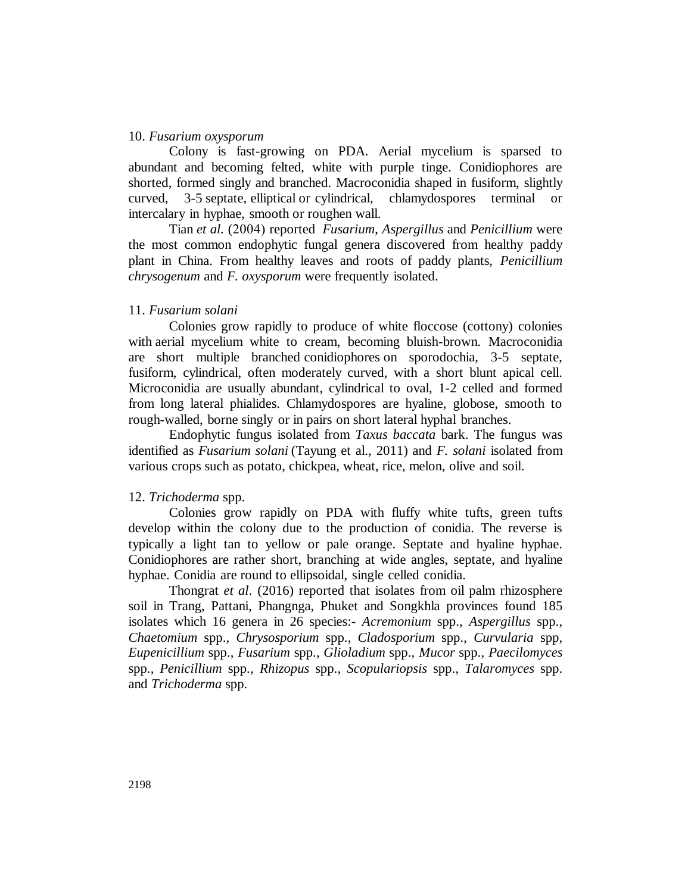10. *Fusarium oxysporum*

Colony is fast-growing on PDA. Aerial mycelium is sparsed to abundant and becoming felted, white with purple tinge. Conidiophores are shorted, formed singly and branched. Macroconidia shaped in fusiform, slightly curved, 3-5 septate, elliptical or cylindrical, chlamydospores terminal or intercalary in hyphae, smooth or roughen wall.

Tian *et al*. (2004) reported *Fusarium*, *Aspergillus* and *Penicillium* were the most common endophytic fungal genera discovered from healthy paddy plant in China. From healthy leaves and roots of paddy plants, *Penicillium chrysogenum* and *F. oxysporum* were frequently isolated.

11. *Fusarium solani*

Colonies grow rapidly to produce of white floccose (cottony) colonies with aerial mycelium white to cream, becoming bluish-brown. Macroconidia are short multiple branched conidiophores on sporodochia, 3-5 septate, fusiform, cylindrical, often moderately curved, with a short blunt apical cell. Microconidia are usually abundant, cylindrical to oval, 1-2 celled and formed from long lateral phialides. Chlamydospores are hyaline, globose, smooth to rough-walled, borne singly or in pairs on short lateral hyphal branches.

Endophytic fungus isolated from *Taxus baccata* bark. The fungus was identified as *Fusarium solani* (Tayung et al., 2011) and *F. solani* isolated from various crops such as potato, chickpea, wheat, rice, melon, olive and soil.

12. *Trichoderma* spp.

Colonies grow rapidly on PDA with fluffy white tufts, green tufts develop within the colony due to the production of conidia. The reverse is typically a light tan to yellow or pale orange. Septate and hyaline hyphae. Conidiophores are rather short, branching at wide angles, septate, and hyaline hyphae. Conidia are round to ellipsoidal, single celled conidia.

Thongrat *et al*. (2016) reported that isolates from oil palm rhizosphere soil in Trang, Pattani, Phangnga, Phuket and Songkhla provinces found 185 isolates which 16 genera in 26 species:- *Acremonium* spp., *Aspergillus* spp., *Chaetomium* spp., *Chrysosporium* spp., *Cladosporium* spp., *Curvularia* spp, *Eupenicillium* spp., *Fusarium* spp., *Glioladium* spp., *Mucor* spp., *Paecilomyces* spp., *Penicillium* spp., *Rhizopus* spp., *Scopulariopsis* spp., *Talaromyces* spp. and *Trichoderma* spp.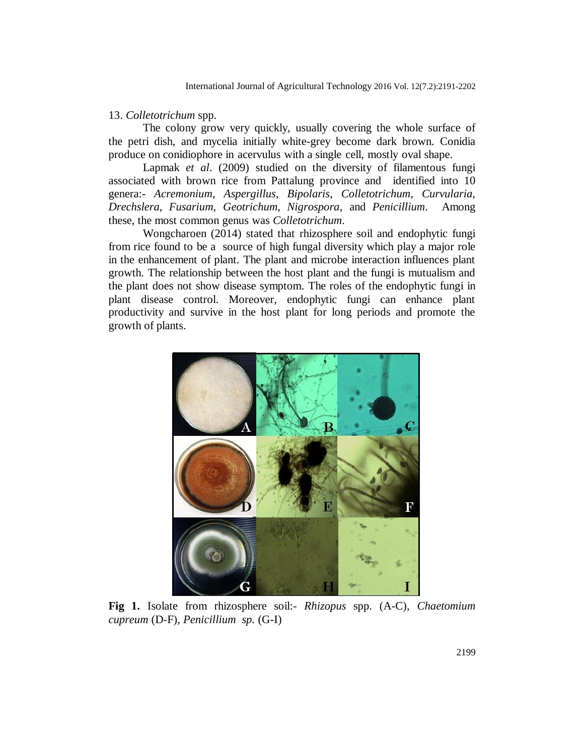13. *Colletotrichum* spp.

The colony grow very quickly, usually covering the whole surface of the petri dish, and mycelia initially white-grey become dark brown. Conidia produce on conidiophore in acervulus with a single cell, mostly oval shape.

Lapmak *et al*. (2009) studied on the diversity of filamentous fungi associated with brown rice from Pattalung province and identified into 10 genera:- *Acremonium*, *Aspergillus*, *Bipolaris*, *Colletotrichum*, *Curvularia*, *Drechslera*, *Fusarium*, *Geotrichum*, *Nigrospora*, and *Penicillium*. Among these, the most common genus was *Colletotrichum*.

Wongcharoen (2014) stated that rhizosphere soil and endophytic fungi from rice found to be a source of high fungal diversity which play a major role in the enhancement of plant. The plant and microbe interaction influences plant growth. The relationship between the host plant and the fungi is mutualism and the plant does not show disease symptom. The roles of the endophytic fungi in plant disease control. Moreover, endophytic fungi can enhance plant productivity and survive in the host plant for long periods and promote the growth of plants.

**Fig 1.** Isolate from rhizosphere soil:- *Rhizopus* spp. (A-C), *Chaetomium cupreum* (D-F), *Penicillium sp.* (G-I)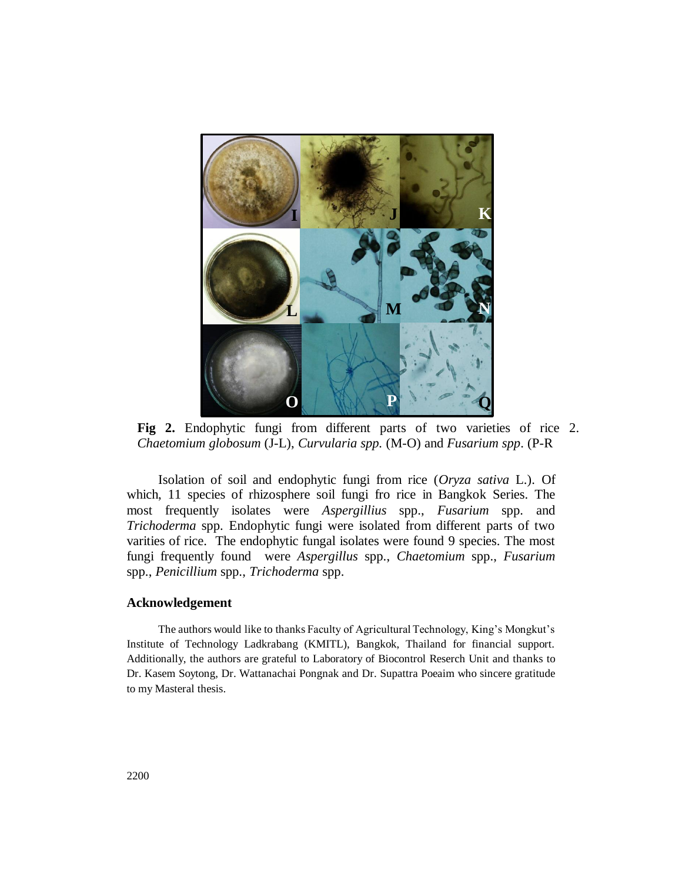**Fig 2.** Endophytic fungi from different parts of two varieties of rice 2. *Chaetomium globosum* (J-L), *Curvularia spp.* (M-O) and *Fusarium spp.* (P-R

Isolation of soil and endophytic fungi from rice (*Oryza sativa* L.). Of which, 11 species of rhizosphere soil fungi fro rice in Bangkok Series. The most frequently isolates were *Aspergillius* spp., *Fusarium* spp. and *Trichoderma* spp. Endophytic fungi were isolated from different parts of two varities of rice. The endophytic fungal isolates were found 9 species. The most fungi frequently found were *Aspergillus* spp., *Chaetomium* spp., *Fusarium* spp., *Penicillium* spp., *Trichoderma* spp.

## Acknowledgement

The authors would like to thanks Faculty of Agricultural Technology, King's Mongkut's Institute of Technology Ladkrabang (KMITL), Bangkok, Thailand for financial support. Additionally, the authors are grateful to Laboratory of Biocontrol Reserch Unit and thanks to Dr. Kasem Soytong, Dr. Wattanachai Pongnak and Dr. Supattra Poeaim who sincere gratitude to my Masteral thesis.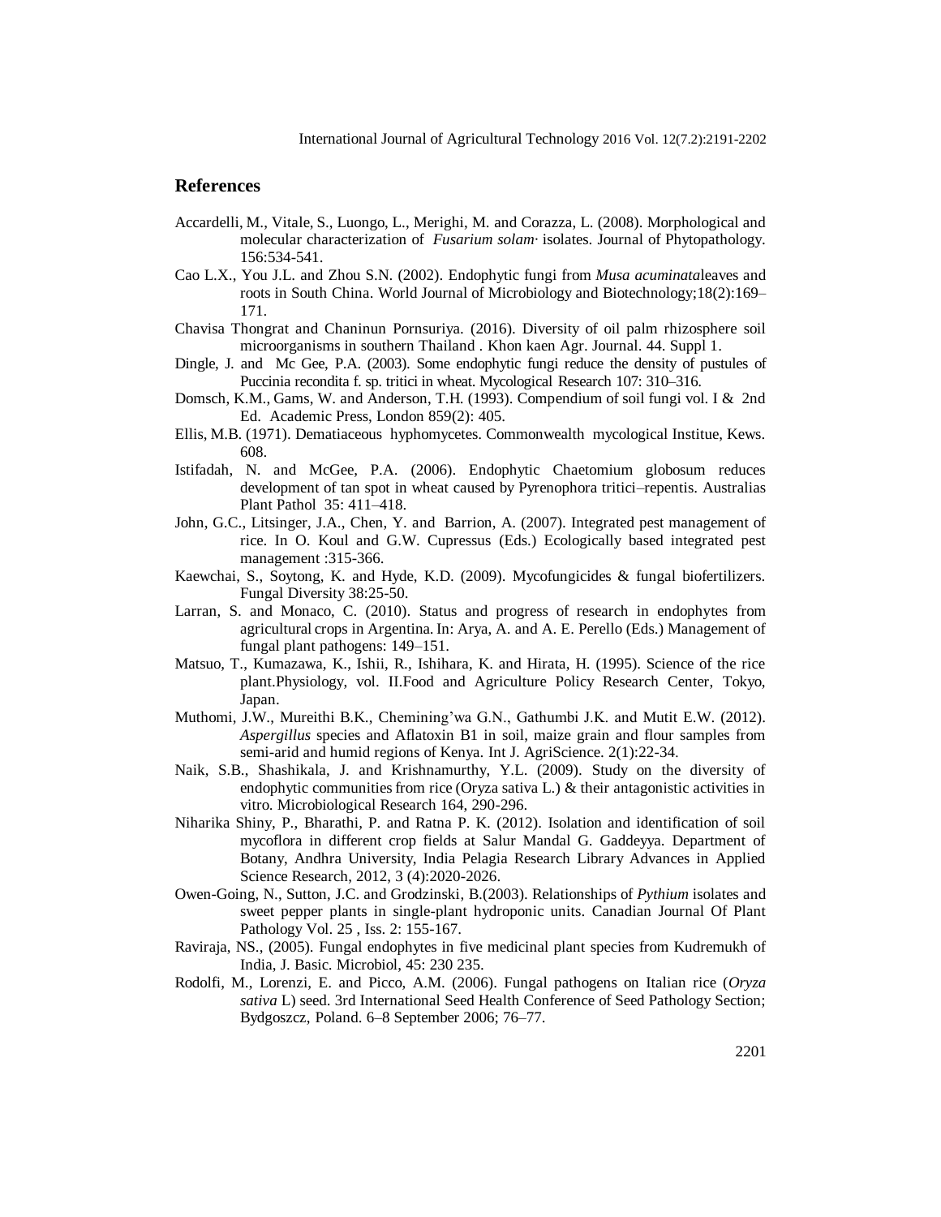## References

Accardelli, M., Vitale, S., Luongo, L., Merighi, M. and Corazza, L. (2008). Morphological and molecular characterization of *Fusarium solam·* isolates. Journal of Phytopathology. 156:534-541.

Cao L.X., You J.L. and Zhou S.N. (2002). Endophytic fungi from *Musa acuminata*leaves and roots in South China. World Journal of Microbiology and Biotechnology;18(2):169–171.

Chavisa Thongrat and Chaninun Pornsuriya. (2016). Diversity of oil palm rhizosphere soil microorganisms in southern Thailand . Khon kaen Agr. Journal. 44. Suppl 1.

Dingle, J. and Mc Gee, P.A. (2003). Some endophytic fungi reduce the density of pustules of Puccinia recondita f. sp. tritici in wheat. Mycological Research 107: 310–316.

Domsch, K.M., Gams, W. and Anderson, T.H. (1993). Compendium of soil fungi vol. I & 2nd Ed. Academic Press, London 859(2): 405.

Ellis, M.B. (1971). Dematiaceous hyphomycetes. Commonwealth mycological Institue, Kews. 608.

Istifadah, N. and McGee, P.A. (2006). Endophytic Chaetomium globosum reduces development of tan spot in wheat caused by Pyrenophora tritici–repentis. Australias Plant Pathol 35: 411–418.

John, G.C., Litsinger, J.A., Chen, Y. and Barrion, A. (2007). Integrated pest management of rice. In O. Koul and G.W. Cupressus (Eds.) Ecologically based integrated pest management :315-366.

Kaewchai, S., Soytong, K. and Hyde, K.D. (2009). Mycofungicides & fungal biofertilizers. Fungal Diversity 38:25-50.

Larran, S. and Monaco, C. (2010). Status and progress of research in endophytes from agricultural crops in Argentina. In: Arya, A. and A. E. Perello (Eds.) Management of fungal plant pathogens: 149–151.

Matsuo, T., Kumazawa, K., Ishii, R., Ishihara, K. and Hirata, H. (1995). Science of the rice plant.Physiology, vol. II.Food and Agriculture Policy Research Center, Tokyo, Japan.

Muthomi, J.W., Mureithi B.K., Chemining'wa G.N., Gathumbi J.K. and Mutit E.W. (2012). *Aspergillus* species and Aflatoxin B1 in soil, maize grain and flour samples from semi-arid and humid regions of Kenya. Int J. AgriScience. 2(1):22-34.

Naik, S.B., Shashikala, J. and Krishnamurthy, Y.L. (2009). Study on the diversity of endophytic communities from rice (Oryza sativa L.) & their antagonistic activities in vitro. Microbiological Research 164, 290-296.

Niharika Shiny, P., Bharathi, P. and Ratna P. K. (2012). Isolation and identification of soil mycoflora in different crop fields at Salur Mandal G. Gaddeyya. Department of Botany, Andhra University, India Pelagia Research Library Advances in Applied Science Research, 2012, 3 (4):2020-2026.

Owen-Going, N., Sutton, J.C. and Grodzinski, B.(2003). Relationships of *Pythium* isolates and sweet pepper plants in single-plant hydroponic units. Canadian Journal Of Plant Pathology Vol. 25 , Iss. 2: 155-167.

Raviraja, NS., (2005). Fungal endophytes in five medicinal plant species from Kudremukh of India, J. Basic. Microbiol, 45: 230 235.

Rodolfi, M., Lorenzi, E. and Picco, A.M. (2006). Fungal pathogens on Italian rice (*Oryza sativa* L) seed. 3rd International Seed Health Conference of Seed Pathology Section; Bydgoszcz, Poland. 6–8 September 2006; 76–77.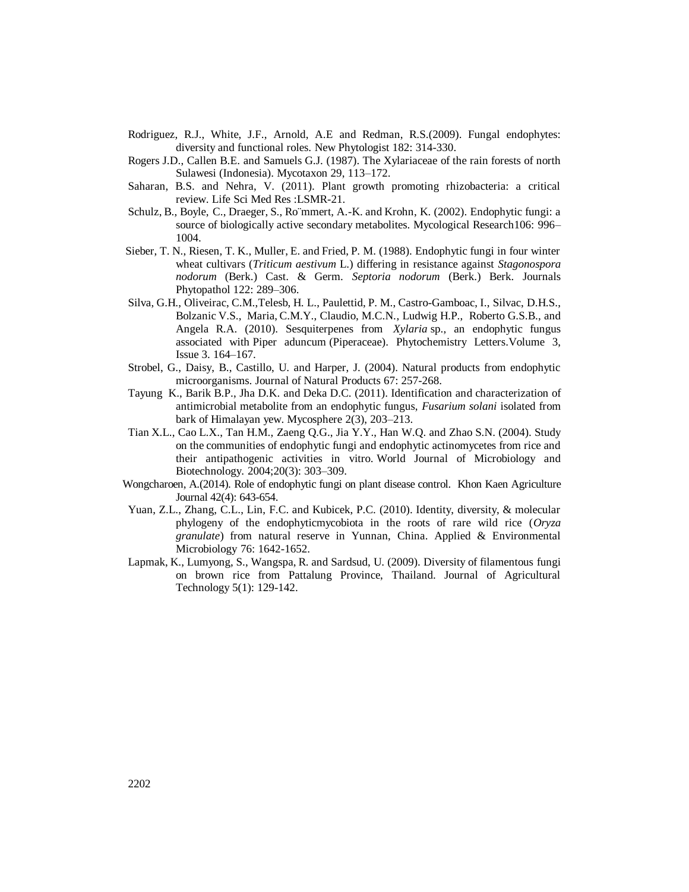Rodriguez, R.J., White, J.F., Arnold, A.E and Redman, R.S.(2009). Fungal endophytes: diversity and functional roles. New Phytologist 182: 314-330.

Rogers J.D., Callen B.E. and Samuels G.J. (1987). The Xylariaceae of the rain forests of north Sulawesi (Indonesia). Mycotaxon 29, 113–172.

Saharan, B.S. and Nehra, V. (2011). Plant growth promoting rhizobacteria: a critical review. Life Sci Med Res :LSMR-21.

Schulz, B., Boyle, C., Draeger, S., Ro¨mmert, A.-K. and Krohn, K. (2002). Endophytic fungi: a source of biologically active secondary metabolites. Mycological Research106: 996–1004.

Sieber, T. N., Riesen, T. K., Muller, E. and Fried, P. M. (1988). Endophytic fungi in four winter wheat cultivars (*Triticum aestivum* L.) differing in resistance against *Stagonospora nodorum* (Berk.) Cast. & Germ. *Septoria nodorum* (Berk.) Berk. Journals Phytopathol 122: 289–306.

Silva, G.H., Oliveirac, C.M.,Telesb, H. L., Paulettid, P. M., Castro-Gamboac, I., Silvac, D.H.S., Bolzanic V.S., Maria, C.M.Y., Claudio, M.C.N., Ludwig H.P., Roberto G.S.B., and Angela R.A. (2010). Sesquiterpenes from *Xylaria* sp., an endophytic fungus associated with Piper aduncum (Piperaceae). Phytochemistry Letters.Volume 3, Issue 3. 164–167.

Strobel, G., Daisy, B., Castillo, U. and Harper, J. (2004). Natural products from endophytic microorganisms. Journal of Natural Products 67: 257-268.

Tayung K., Barik B.P., Jha D.K. and Deka D.C. (2011). Identification and characterization of antimicrobial metabolite from an endophytic fungus, *Fusarium solani* isolated from bark of Himalayan yew. Mycosphere 2(3), 203–213.

Tian X.L., Cao L.X., Tan H.M., Zaeng Q.G., Jia Y.Y., Han W.Q. and Zhao S.N. (2004). Study on the communities of endophytic fungi and endophytic actinomycetes from rice and their antipathogenic activities in vitro. World Journal of Microbiology and Biotechnology. 2004;20(3): 303–309.

Wongcharoen, A.(2014). Role of endophytic fungi on plant disease control. Khon Kaen Agriculture Journal 42(4): 643-654.

Yuan, Z.L., Zhang, C.L., Lin, F.C. and Kubicek, P.C. (2010). Identity, diversity, & molecular phylogeny of the endophyticmycobiota in the roots of rare wild rice (*Oryza granulate*) from natural reserve in Yunnan, China. Applied & Environmental Microbiology 76: 1642-1652.

Lapmak, K., Lumyong, S., Wangspa, R. and Sardsud, U. (2009). Diversity of filamentous fungi on brown rice from Pattalung Province, Thailand. Journal of Agricultural Technology 5(1): 129-142.